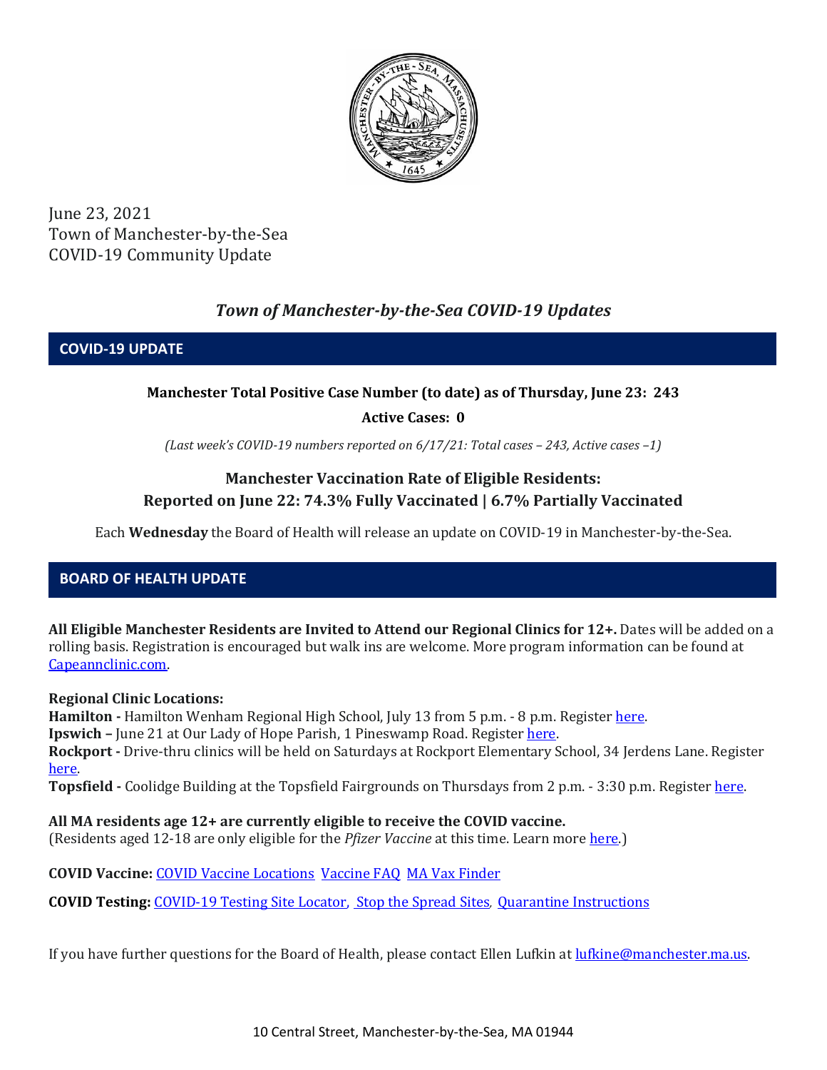June 23, 2021
Town of Manchester-by-the-Sea
COVID-19 Community Update

## *Town of Manchester-by-the-Sea COVID-19 Updates*

## COVID-19 UPDATE

**Manchester Total Positive Case Number (to date) as of Thursday, June 23: 243**

**Active Cases: 0**

*(Last week's COVID-19 numbers reported on 6/17/21: Total cases – 243, Active cases –1)*

**Manchester Vaccination Rate of Eligible Residents:**
**Reported on June 22: 74.3% Fully Vaccinated | 6.7% Partially Vaccinated**

Each **Wednesday** the Board of Health will release an update on COVID-19 in Manchester-by-the-Sea.

## BOARD OF HEALTH UPDATE

**All Eligible Manchester Residents are Invited to Attend our Regional Clinics for 12+.** Dates will be added on a rolling basis. Registration is encouraged but walk ins are welcome. More program information can be found at Capeannclinic.com.

**Regional Clinic Locations:**
**Hamilton -** Hamilton Wenham Regional High School, July 13 from 5 p.m. - 8 p.m. Register here.
**Ipswich –** June 21 at Our Lady of Hope Parish, 1 Pineswamp Road. Register here.
**Rockport -** Drive-thru clinics will be held on Saturdays at Rockport Elementary School, 34 Jerdens Lane. Register here.
**Topsfield -** Coolidge Building at the Topsfield Fairgrounds on Thursdays from 2 p.m. - 3:30 p.m. Register here.

**All MA residents age 12+ are currently eligible to receive the COVID vaccine.**
(Residents aged 12-18 are only eligible for the *Pfizer Vaccine* at this time. Learn more here.)

**COVID Vaccine:** COVID Vaccine Locations Vaccine FAQ MA Vax Finder

**COVID Testing:** COVID-19 Testing Site Locator, Stop the Spread Sites, Quarantine Instructions

If you have further questions for the Board of Health, please contact Ellen Lufkin at lufkine@manchester.ma.us.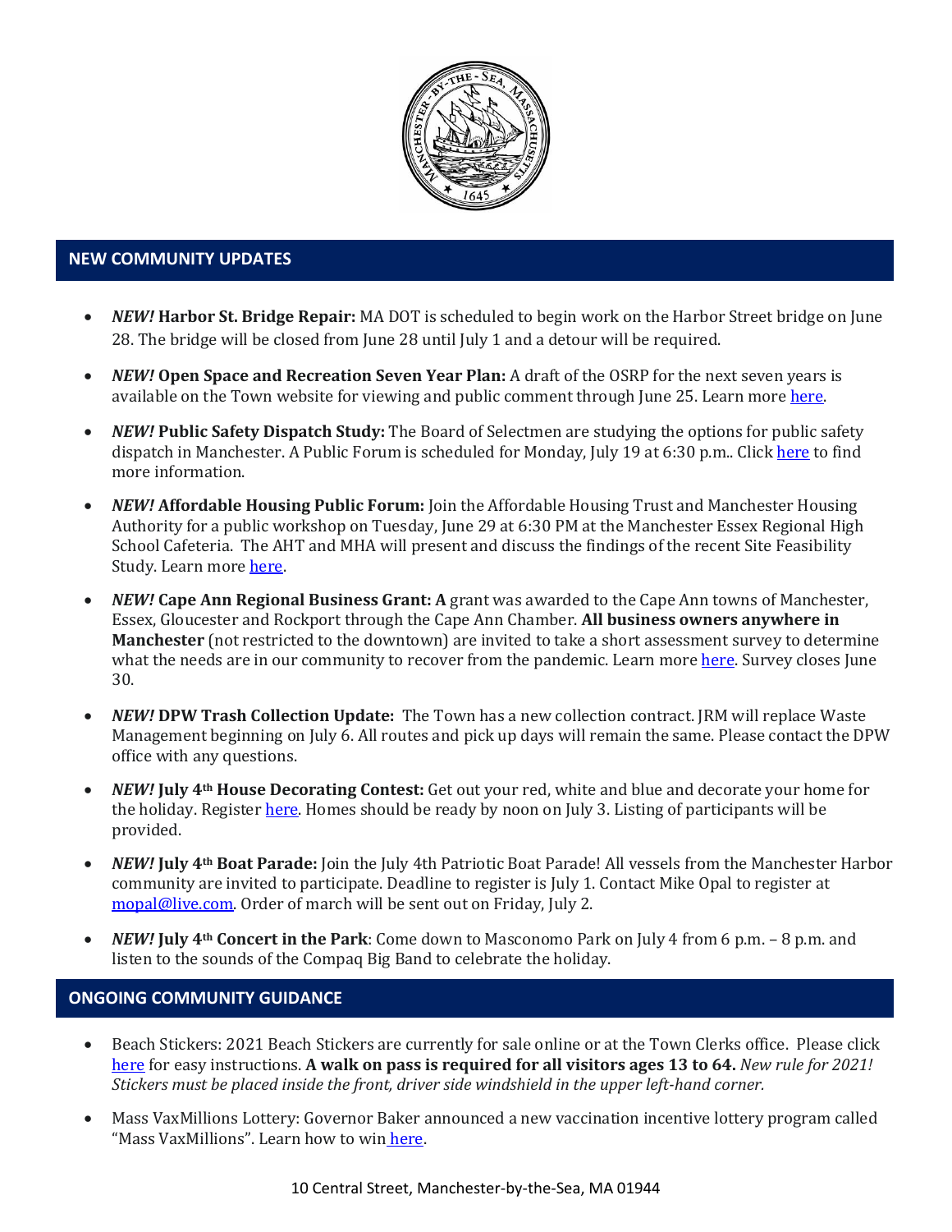## NEW COMMUNITY UPDATES

- ***NEW!* Harbor St. Bridge Repair:** MA DOT is scheduled to begin work on the Harbor Street bridge on June 28. The bridge will be closed from June 28 until July 1 and a detour will be required.
- ***NEW!* Open Space and Recreation Seven Year Plan:** A draft of the OSRP for the next seven years is available on the Town website for viewing and public comment through June 25. Learn more [here](#).
- ***NEW!* Public Safety Dispatch Study:** The Board of Selectmen are studying the options for public safety dispatch in Manchester. A Public Forum is scheduled for Monday, July 19 at 6:30 p.m.. Click [here](#) to find more information.
- ***NEW!* Affordable Housing Public Forum:** Join the Affordable Housing Trust and Manchester Housing Authority for a public workshop on Tuesday, June 29 at 6:30 PM at the Manchester Essex Regional High School Cafeteria. The AHT and MHA will present and discuss the findings of the recent Site Feasibility Study. Learn more [here](#).
- ***NEW!* Cape Ann Regional Business Grant: A** grant was awarded to the Cape Ann towns of Manchester, Essex, Gloucester and Rockport through the Cape Ann Chamber. **All business owners anywhere in Manchester** (not restricted to the downtown) are invited to take a short assessment survey to determine what the needs are in our community to recover from the pandemic. Learn more [here](#). Survey closes June 30.
- ***NEW!* DPW Trash Collection Update:** The Town has a new collection contract. JRM will replace Waste Management beginning on July 6. All routes and pick up days will remain the same. Please contact the DPW office with any questions.
- ***NEW!* July 4th House Decorating Contest:** Get out your red, white and blue and decorate your home for the holiday. Register [here](#). Homes should be ready by noon on July 3. Listing of participants will be provided.
- ***NEW!* July 4th Boat Parade:** Join the July 4th Patriotic Boat Parade! All vessels from the Manchester Harbor community are invited to participate. Deadline to register is July 1. Contact Mike Opal to register at [mopal@live.com](mailto:mopal@live.com). Order of march will be sent out on Friday, July 2.
- ***NEW!* July 4th Concert in the Park**: Come down to Masconomo Park on July 4 from 6 p.m. – 8 p.m. and listen to the sounds of the Compaq Big Band to celebrate the holiday.

## ONGOING COMMUNITY GUIDANCE

- Beach Stickers: 2021 Beach Stickers are currently for sale online or at the Town Clerks office. Please click [here](#) for easy instructions. **A walk on pass is required for all visitors ages 13 to 64.** *New rule for 2021! Stickers must be placed inside the front, driver side windshield in the upper left-hand corner.*
- Mass VaxMillions Lottery: Governor Baker announced a new vaccination incentive lottery program called "Mass VaxMillions". Learn how to win [here](#).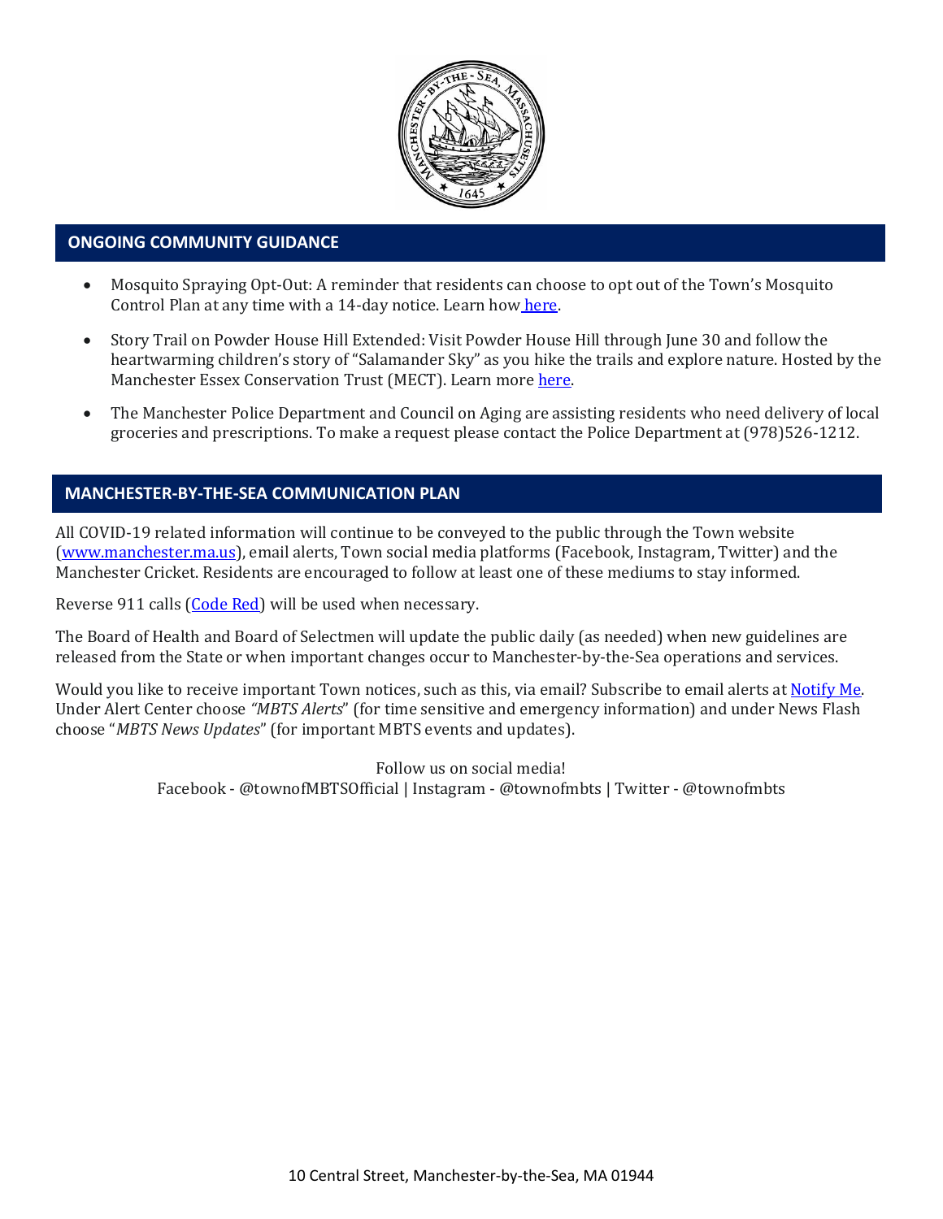## ONGOING COMMUNITY GUIDANCE

- Mosquito Spraying Opt-Out: A reminder that residents can choose to opt out of the Town's Mosquito Control Plan at any time with a 14-day notice. Learn how here.
- Story Trail on Powder House Hill Extended: Visit Powder House Hill through June 30 and follow the heartwarming children's story of "Salamander Sky" as you hike the trails and explore nature. Hosted by the Manchester Essex Conservation Trust (MECT). Learn more here.
- The Manchester Police Department and Council on Aging are assisting residents who need delivery of local groceries and prescriptions. To make a request please contact the Police Department at (978)526-1212.

## MANCHESTER-BY-THE-SEA COMMUNICATION PLAN

All COVID-19 related information will continue to be conveyed to the public through the Town website (www.manchester.ma.us), email alerts, Town social media platforms (Facebook, Instagram, Twitter) and the Manchester Cricket. Residents are encouraged to follow at least one of these mediums to stay informed.

Reverse 911 calls (Code Red) will be used when necessary.

The Board of Health and Board of Selectmen will update the public daily (as needed) when new guidelines are released from the State or when important changes occur to Manchester-by-the-Sea operations and services.

Would you like to receive important Town notices, such as this, via email? Subscribe to email alerts at Notify Me. Under Alert Center choose *"MBTS Alerts"* (for time sensitive and emergency information) and under News Flash choose "*MBTS News Updates*" (for important MBTS events and updates).

Follow us on social media!
Facebook - @townofMBTSOfficial | Instagram - @townofmbts | Twitter - @townofmbts

10 Central Street, Manchester-by-the-Sea, MA 01944